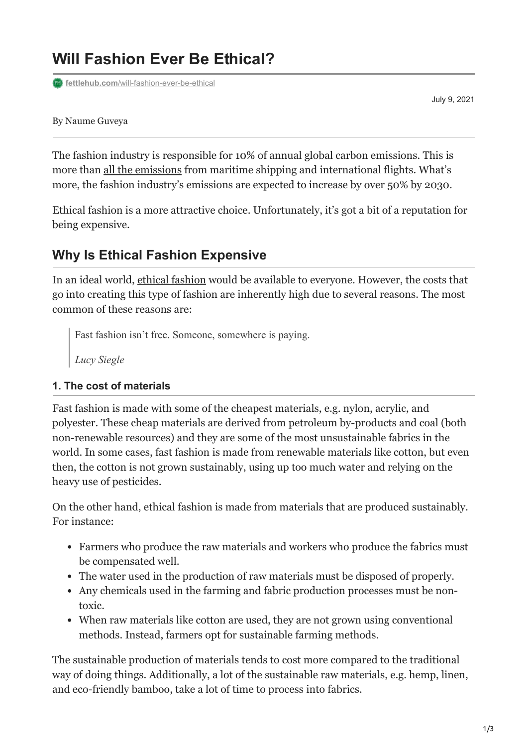# Will Fashion Ever Be Ethical?

fettlehub.com/will-fashion-ever-be-ethical

July 9, 2021

By Naume Guveya

The fashion industry is responsible for 10% of annual global carbon emissions. This is more than all the emissions from maritime shipping and international flights. What's more, the fashion industry's emissions are expected to increase by over 50% by 2030.

Ethical fashion is a more attractive choice. Unfortunately, it's got a bit of a reputation for being expensive.

## Why Is Ethical Fashion Expensive

In an ideal world, ethical fashion would be available to everyone. However, the costs that go into creating this type of fashion are inherently high due to several reasons. The most common of these reasons are:

> Fast fashion isn't free. Someone, somewhere is paying.
>
> *Lucy Siegle*

### 1. The cost of materials

Fast fashion is made with some of the cheapest materials, e.g. nylon, acrylic, and polyester. These cheap materials are derived from petroleum by-products and coal (both non-renewable resources) and they are some of the most unsustainable fabrics in the world. In some cases, fast fashion is made from renewable materials like cotton, but even then, the cotton is not grown sustainably, using up too much water and relying on the heavy use of pesticides.

On the other hand, ethical fashion is made from materials that are produced sustainably. For instance:

- Farmers who produce the raw materials and workers who produce the fabrics must be compensated well.
- The water used in the production of raw materials must be disposed of properly.
- Any chemicals used in the farming and fabric production processes must be non-toxic.
- When raw materials like cotton are used, they are not grown using conventional methods. Instead, farmers opt for sustainable farming methods.

The sustainable production of materials tends to cost more compared to the traditional way of doing things. Additionally, a lot of the sustainable raw materials, e.g. hemp, linen, and eco-friendly bamboo, take a lot of time to process into fabrics.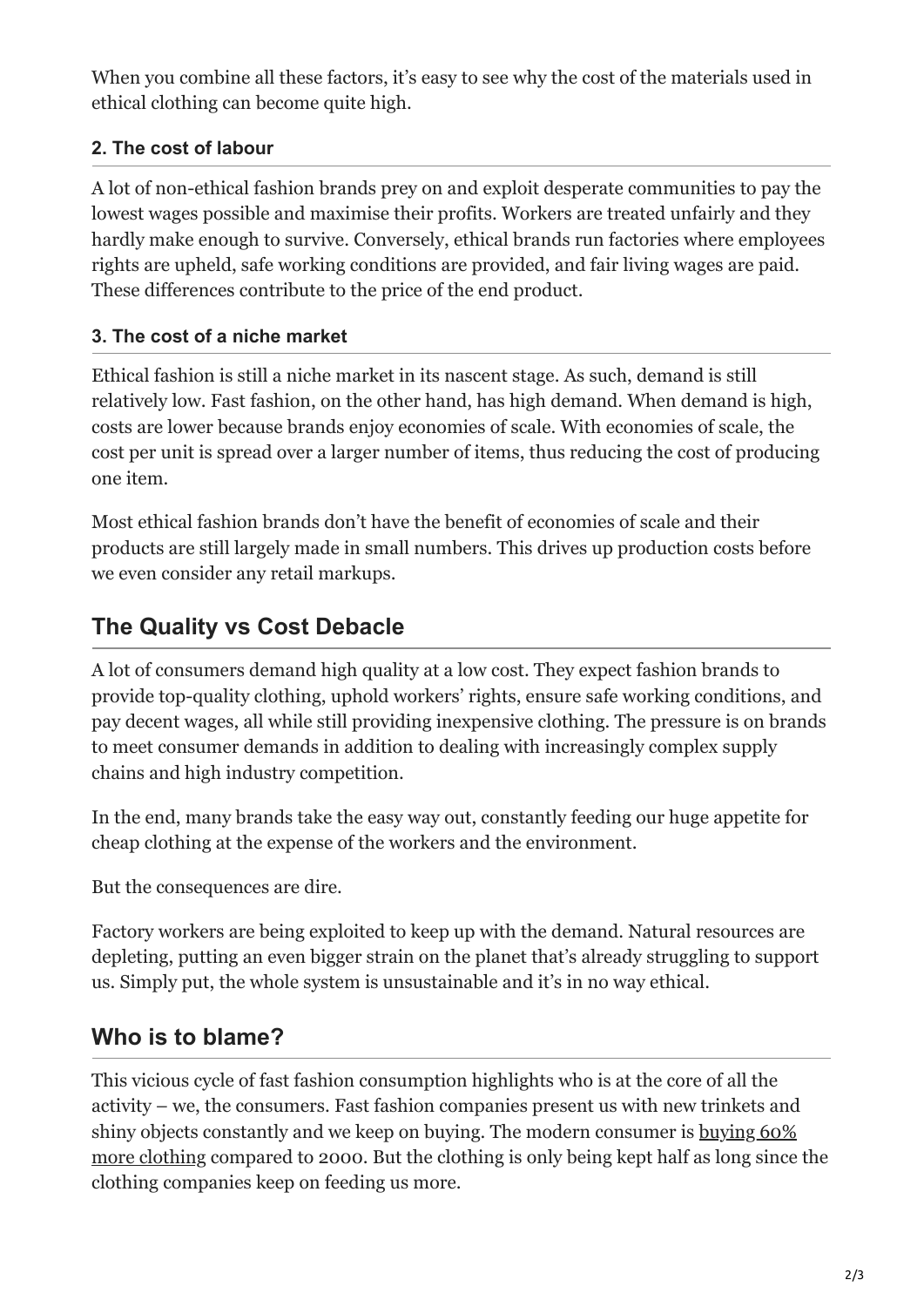When you combine all these factors, it's easy to see why the cost of the materials used in ethical clothing can become quite high.

### 2. The cost of labour

A lot of non-ethical fashion brands prey on and exploit desperate communities to pay the lowest wages possible and maximise their profits. Workers are treated unfairly and they hardly make enough to survive. Conversely, ethical brands run factories where employees rights are upheld, safe working conditions are provided, and fair living wages are paid. These differences contribute to the price of the end product.

### 3. The cost of a niche market

Ethical fashion is still a niche market in its nascent stage. As such, demand is still relatively low. Fast fashion, on the other hand, has high demand. When demand is high, costs are lower because brands enjoy economies of scale. With economies of scale, the cost per unit is spread over a larger number of items, thus reducing the cost of producing one item.

Most ethical fashion brands don't have the benefit of economies of scale and their products are still largely made in small numbers. This drives up production costs before we even consider any retail markups.

## The Quality vs Cost Debacle

A lot of consumers demand high quality at a low cost. They expect fashion brands to provide top-quality clothing, uphold workers' rights, ensure safe working conditions, and pay decent wages, all while still providing inexpensive clothing. The pressure is on brands to meet consumer demands in addition to dealing with increasingly complex supply chains and high industry competition.

In the end, many brands take the easy way out, constantly feeding our huge appetite for cheap clothing at the expense of the workers and the environment.

But the consequences are dire.

Factory workers are being exploited to keep up with the demand. Natural resources are depleting, putting an even bigger strain on the planet that's already struggling to support us. Simply put, the whole system is unsustainable and it's in no way ethical.

## Who is to blame?

This vicious cycle of fast fashion consumption highlights who is at the core of all the activity – we, the consumers. Fast fashion companies present us with new trinkets and shiny objects constantly and we keep on buying. The modern consumer is buying 60% more clothing compared to 2000. But the clothing is only being kept half as long since the clothing companies keep on feeding us more.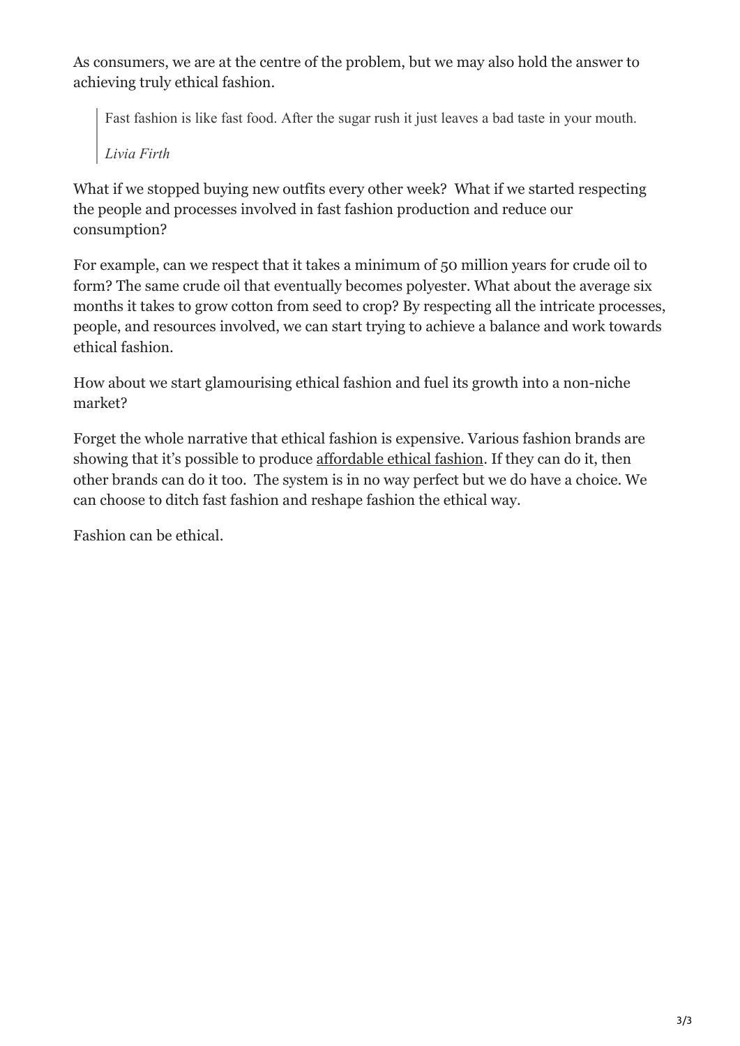As consumers, we are at the centre of the problem, but we may also hold the answer to achieving truly ethical fashion.

> Fast fashion is like fast food. After the sugar rush it just leaves a bad taste in your mouth.
>
> *Livia Firth*

What if we stopped buying new outfits every other week? What if we started respecting the people and processes involved in fast fashion production and reduce our consumption?

For example, can we respect that it takes a minimum of 50 million years for crude oil to form? The same crude oil that eventually becomes polyester. What about the average six months it takes to grow cotton from seed to crop? By respecting all the intricate processes, people, and resources involved, we can start trying to achieve a balance and work towards ethical fashion.

How about we start glamourising ethical fashion and fuel its growth into a non-niche market?

Forget the whole narrative that ethical fashion is expensive. Various fashion brands are showing that it's possible to produce affordable ethical fashion. If they can do it, then other brands can do it too. The system is in no way perfect but we do have a choice. We can choose to ditch fast fashion and reshape fashion the ethical way.

Fashion can be ethical.